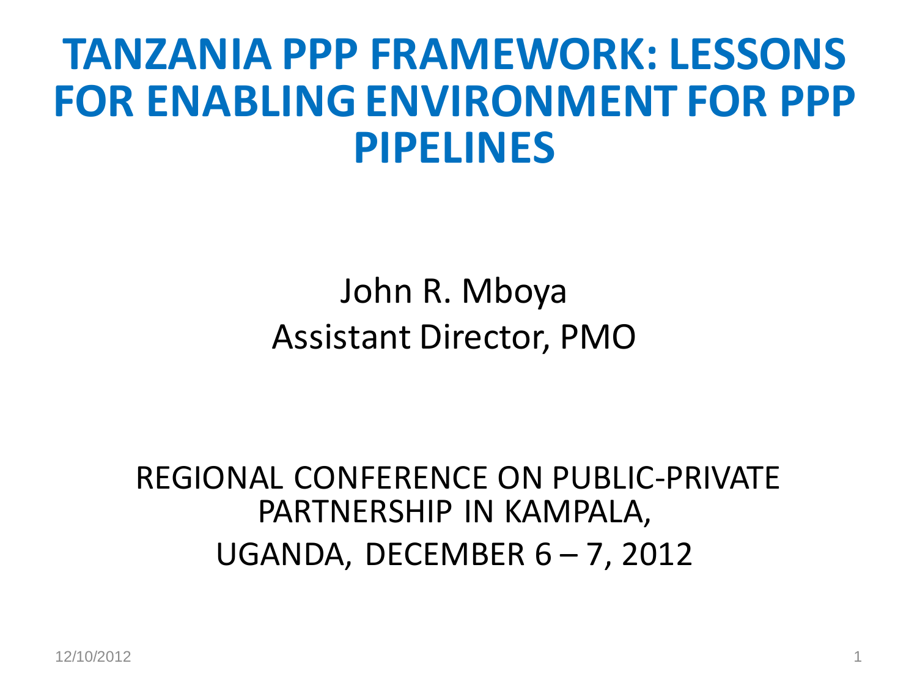# TANZANIA PPP FRAMEWORK: LESSONS FOR ENABLING ENVIRONMENT FOR PPP PIPELINES

John R. Mboya
Assistant Director, PMO

REGIONAL CONFERENCE ON PUBLIC-PRIVATE PARTNERSHIP IN KAMPALA, UGANDA, DECEMBER 6 – 7, 2012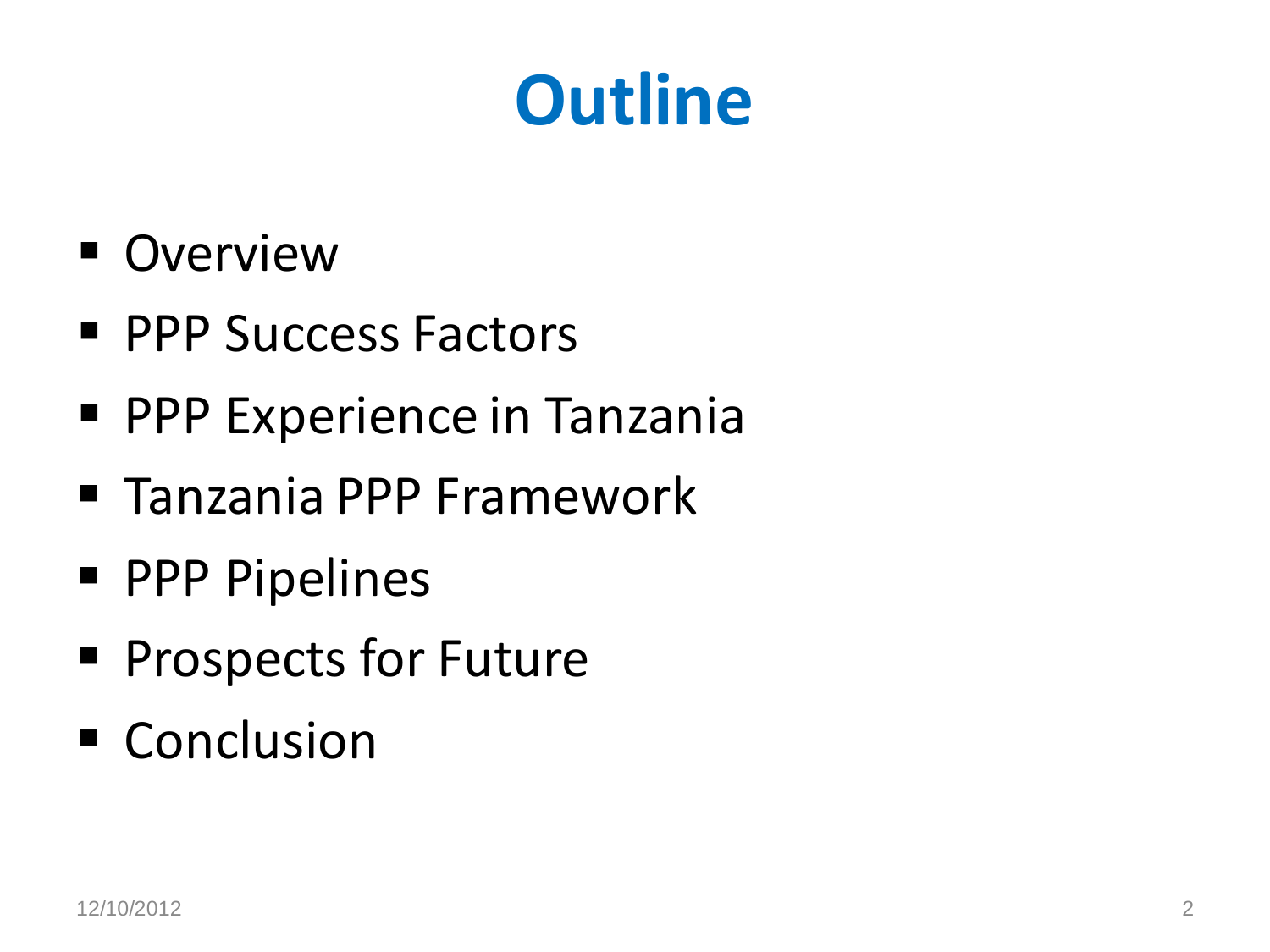# Outline

- Overview
- PPP Success Factors
- PPP Experience in Tanzania
- Tanzania PPP Framework
- PPP Pipelines
- Prospects for Future
- Conclusion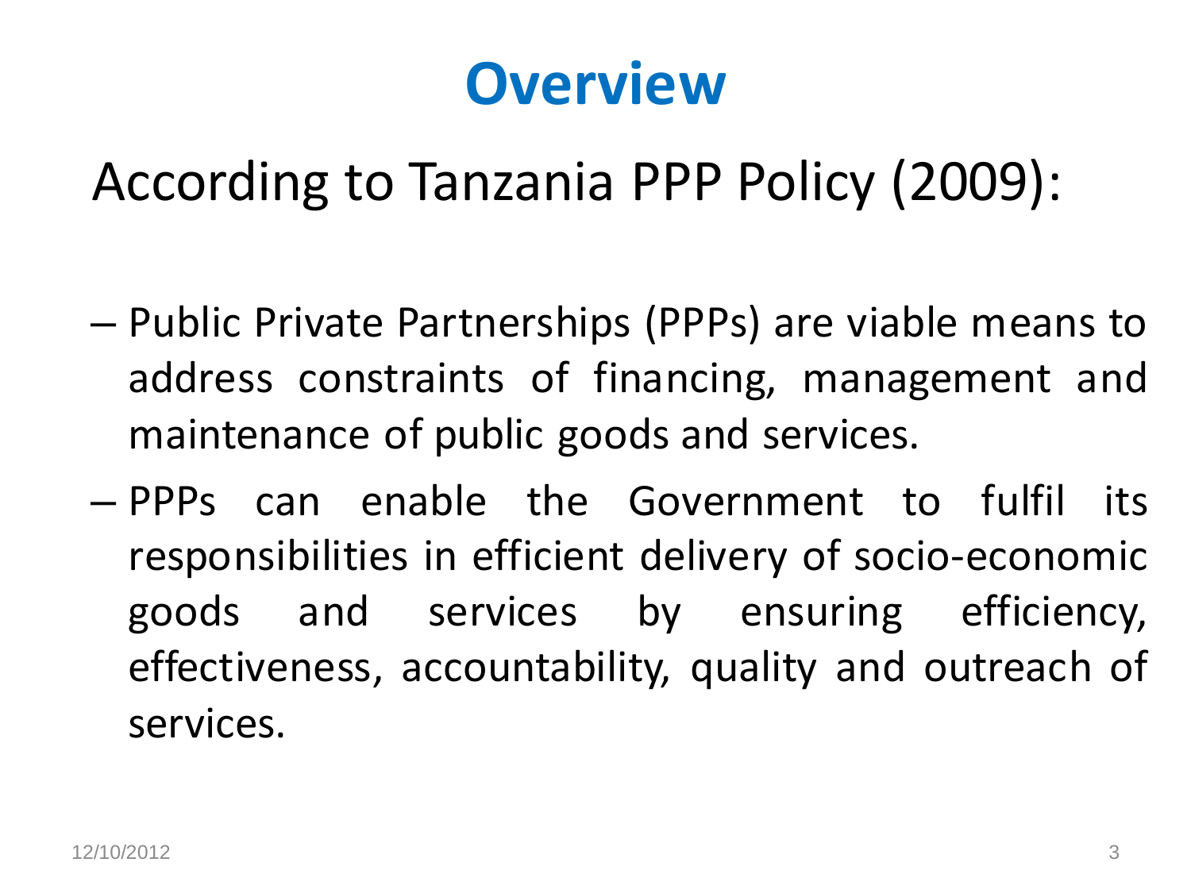# Overview

According to Tanzania PPP Policy (2009):

- Public Private Partnerships (PPPs) are viable means to address constraints of financing, management and maintenance of public goods and services.
- PPPs can enable the Government to fulfil its responsibilities in efficient delivery of socio-economic goods and services by ensuring efficiency, effectiveness, accountability, quality and outreach of services.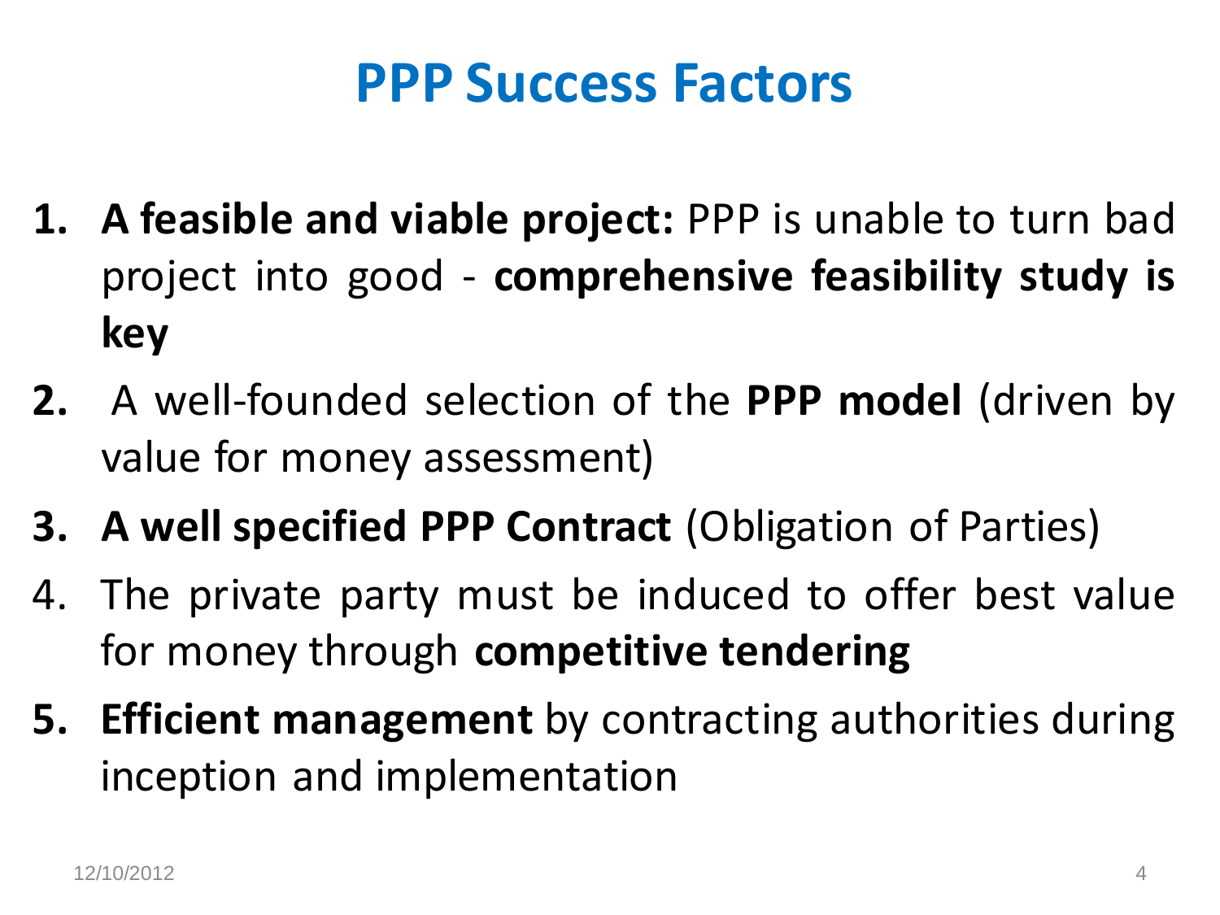# PPP Success Factors

1. **A feasible and viable project:** PPP is unable to turn bad project into good - **comprehensive feasibility study is key**
2. A well-founded selection of the **PPP model** (driven by value for money assessment)
3. **A well specified PPP Contract** (Obligation of Parties)
4. The private party must be induced to offer best value for money through **competitive tendering**
5. **Efficient management** by contracting authorities during inception and implementation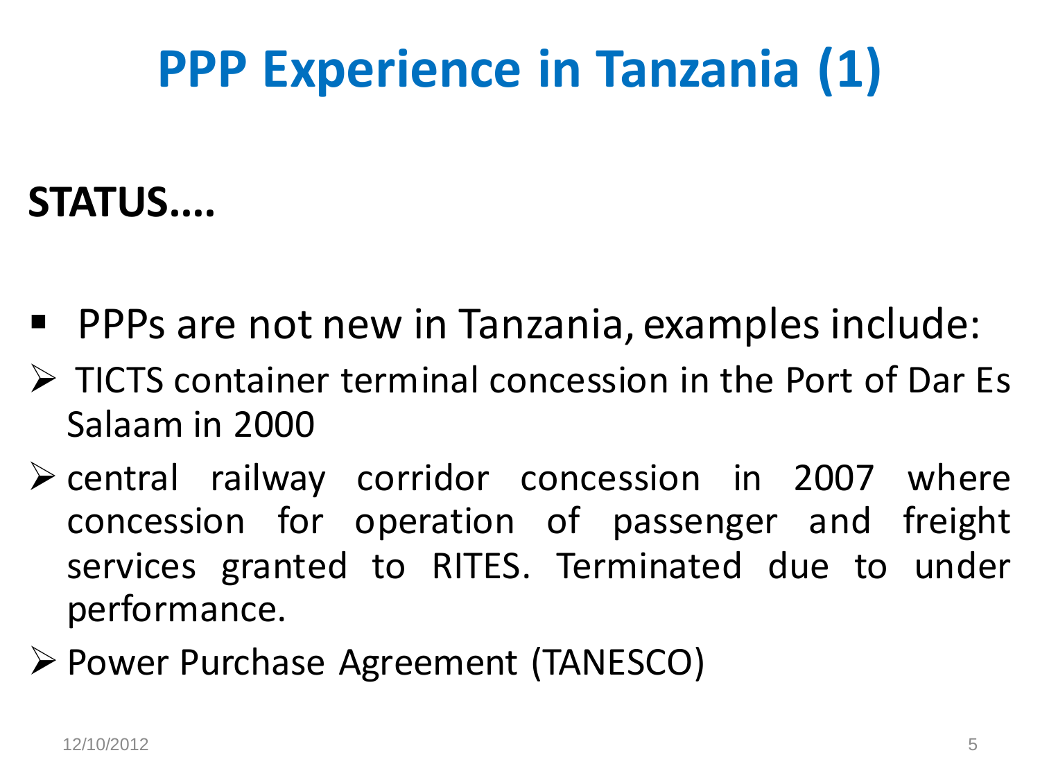# PPP Experience in Tanzania (1)

**STATUS....**

- PPPs are not new in Tanzania, examples include:
  - TICTS container terminal concession in the Port of Dar Es Salaam in 2000
  - central railway corridor concession in 2007 where concession for operation of passenger and freight services granted to RITES. Terminated due to under performance.
  - Power Purchase Agreement (TANESCO)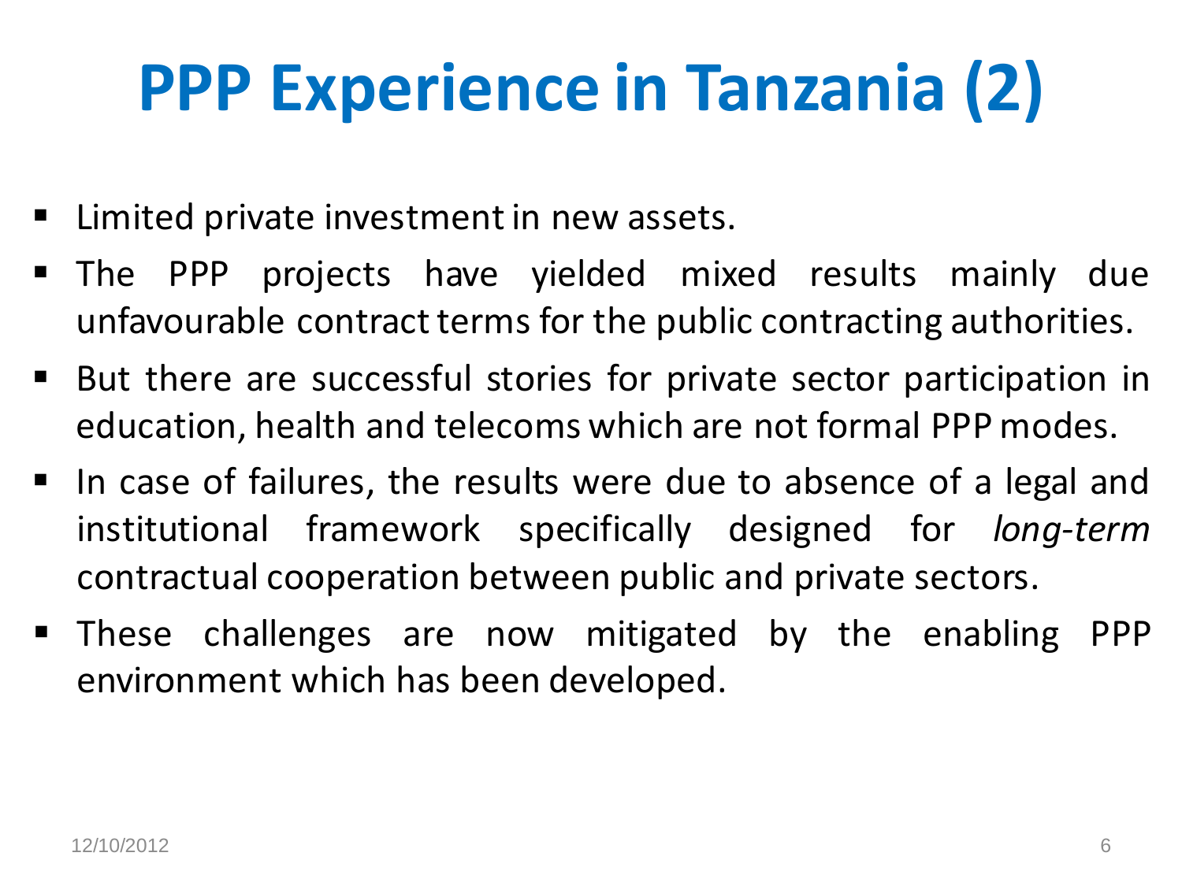# PPP Experience in Tanzania (2)

- Limited private investment in new assets.
- The PPP projects have yielded mixed results mainly due unfavourable contract terms for the public contracting authorities.
- But there are successful stories for private sector participation in education, health and telecoms which are not formal PPP modes.
- In case of failures, the results were due to absence of a legal and institutional framework specifically designed for *long-term* contractual cooperation between public and private sectors.
- These challenges are now mitigated by the enabling PPP environment which has been developed.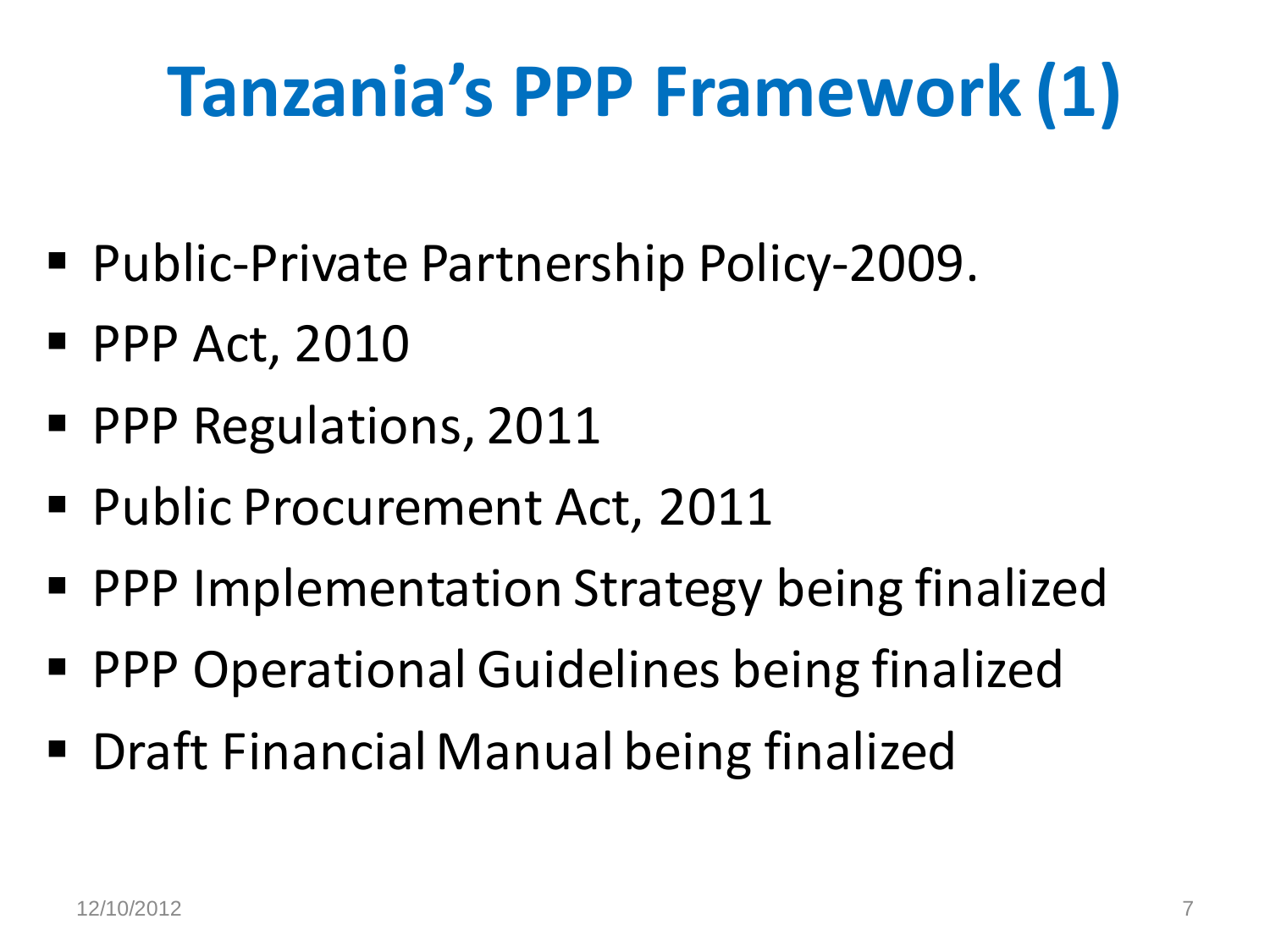# Tanzania's PPP Framework (1)

- Public-Private Partnership Policy-2009.
- PPP Act, 2010
- PPP Regulations, 2011
- Public Procurement Act, 2011
- PPP Implementation Strategy being finalized
- PPP Operational Guidelines being finalized
- Draft Financial Manual being finalized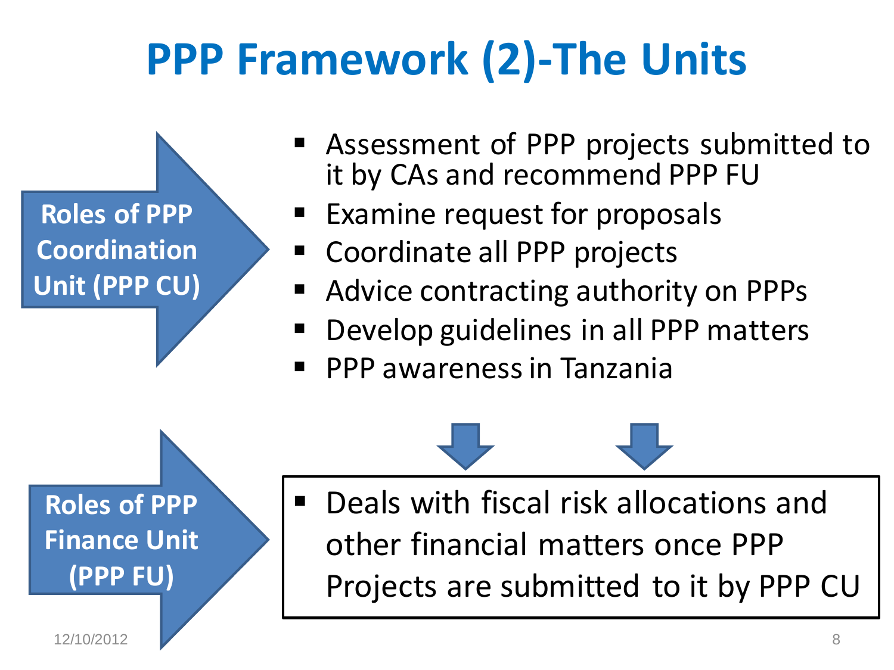# PPP Framework (2)-The Units

**Roles of PPP Coordination Unit (PPP CU)**

- Assessment of PPP projects submitted to it by CAs and recommend PPP FU
- Examine request for proposals
- Coordinate all PPP projects
- Advice contracting authority on PPPs
- Develop guidelines in all PPP matters
- PPP awareness in Tanzania

**Roles of PPP Finance Unit (PPP FU)**

- Deals with fiscal risk allocations and other financial matters once PPP Projects are submitted to it by PPP CU

12/10/2012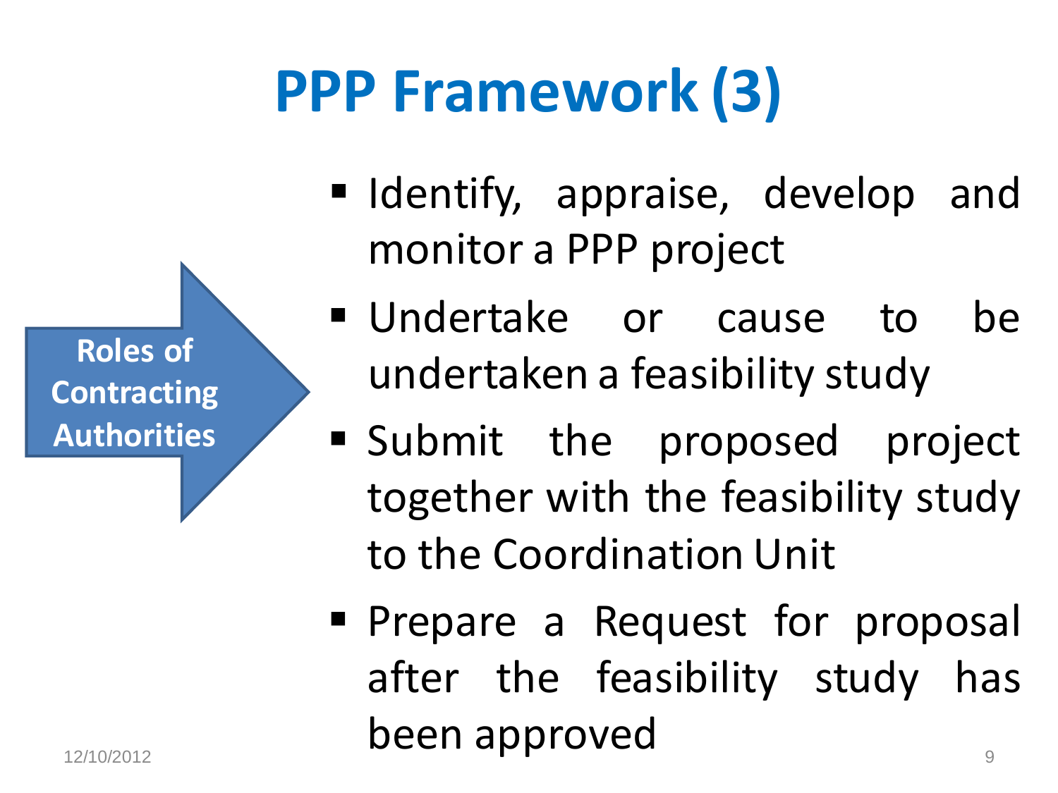# PPP Framework (3)

**Roles of Contracting Authorities**

- Identify, appraise, develop and monitor a PPP project
- Undertake or cause to be undertaken a feasibility study
- Submit the proposed project together with the feasibility study to the Coordination Unit
- Prepare a Request for proposal after the feasibility study has been approved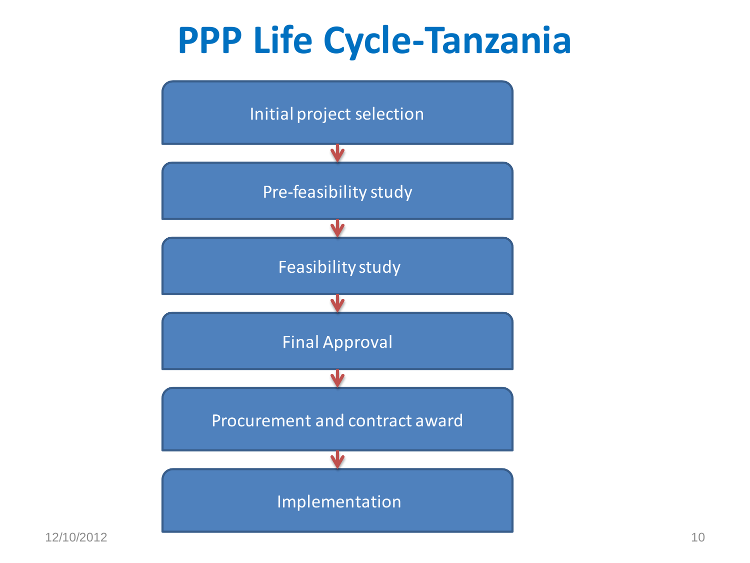# PPP Life Cycle-Tanzania

1. Initial project selection
2. Pre-feasibility study
3. Feasibility study
4. Final Approval
5. Procurement and contract award
6. Implementation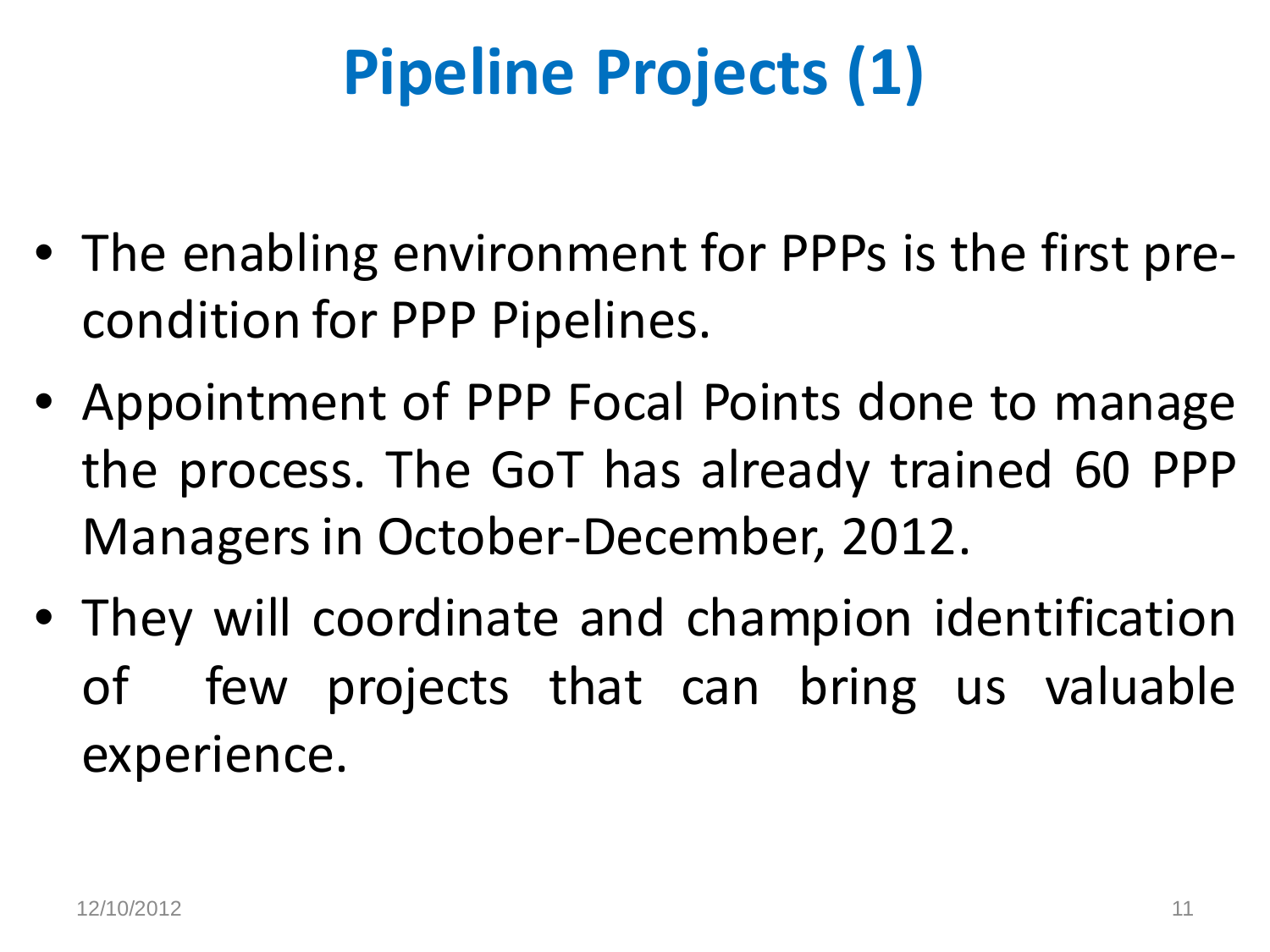# Pipeline Projects (1)

- The enabling environment for PPPs is the first pre-condition for PPP Pipelines.
- Appointment of PPP Focal Points done to manage the process. The GoT has already trained 60 PPP Managers in October-December, 2012.
- They will coordinate and champion identification of few projects that can bring us valuable experience.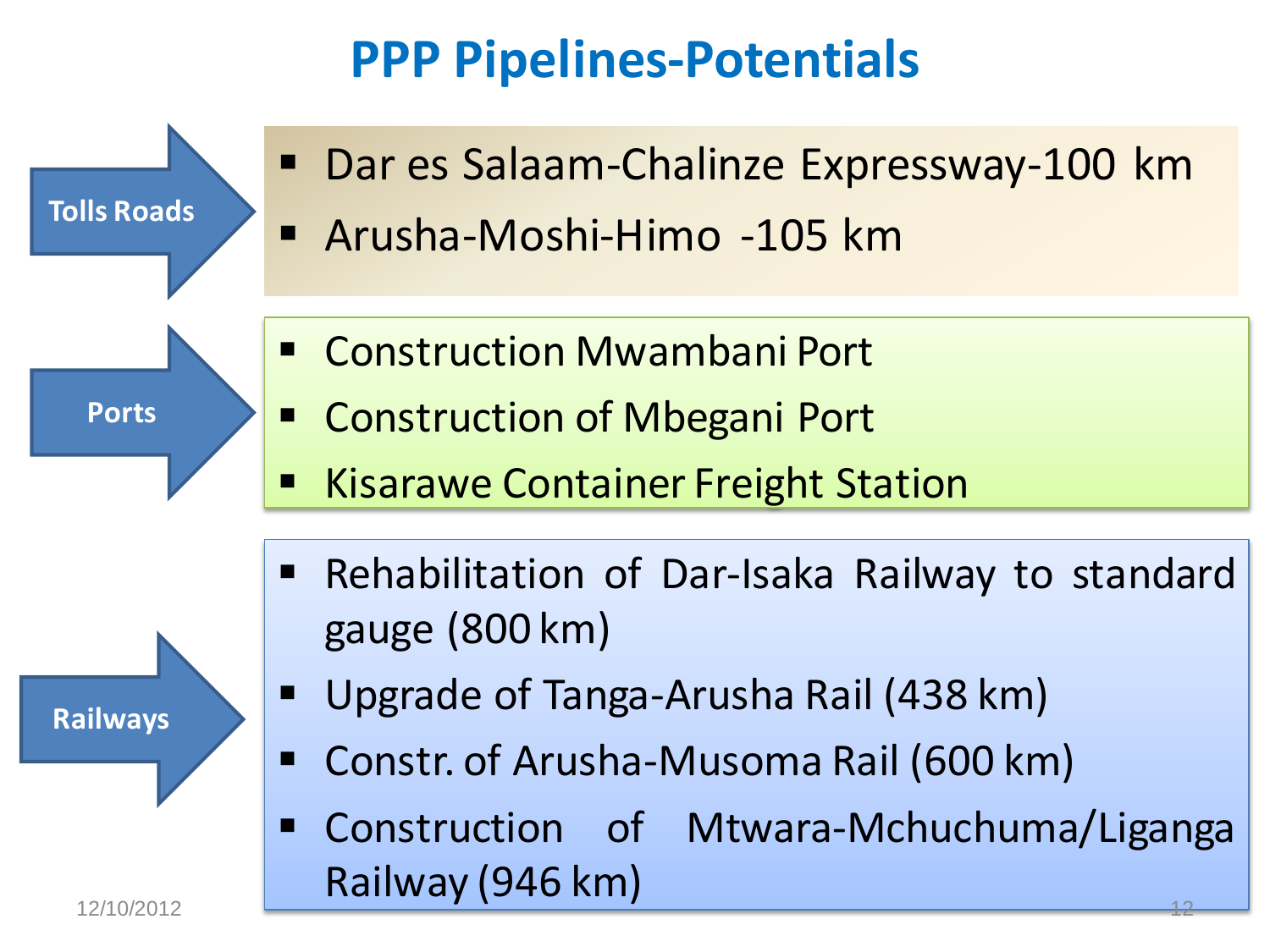# PPP Pipelines-Potentials

## Tolls Roads

- Dar es Salaam-Chalinze Expressway-100 km
- Arusha-Moshi-Himo -105 km

## Ports

- Construction Mwambani Port
- Construction of Mbegani Port
- Kisarawe Container Freight Station

## Railways

- Rehabilitation of Dar-Isaka Railway to standard gauge (800 km)
- Upgrade of Tanga-Arusha Rail (438 km)
- Constr. of Arusha-Musoma Rail (600 km)
- Construction of Mtwara-Mchuchuma/Liganga Railway (946 km)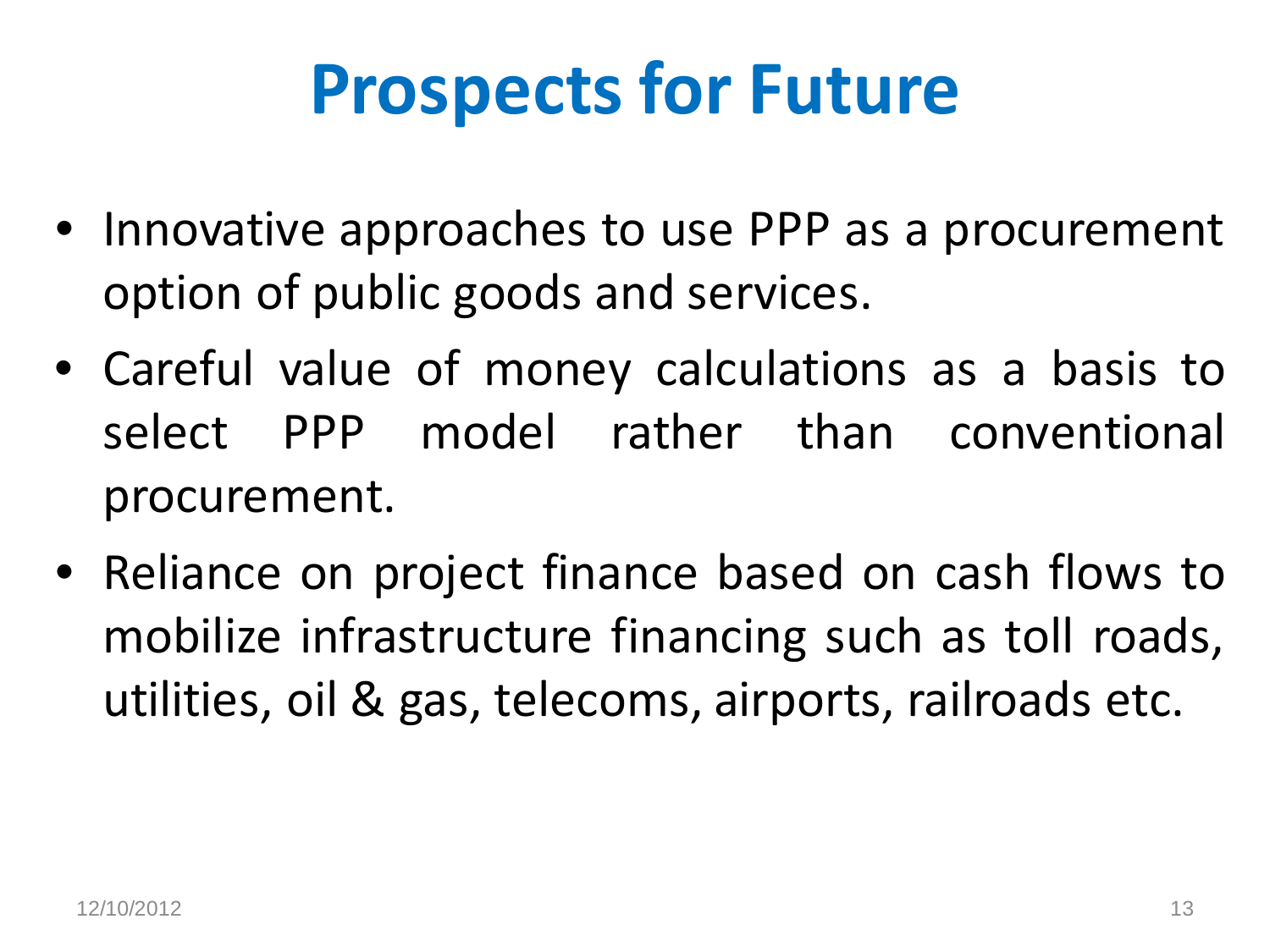# Prospects for Future

- Innovative approaches to use PPP as a procurement option of public goods and services.
- Careful value of money calculations as a basis to select PPP model rather than conventional procurement.
- Reliance on project finance based on cash flows to mobilize infrastructure financing such as toll roads, utilities, oil & gas, telecoms, airports, railroads etc.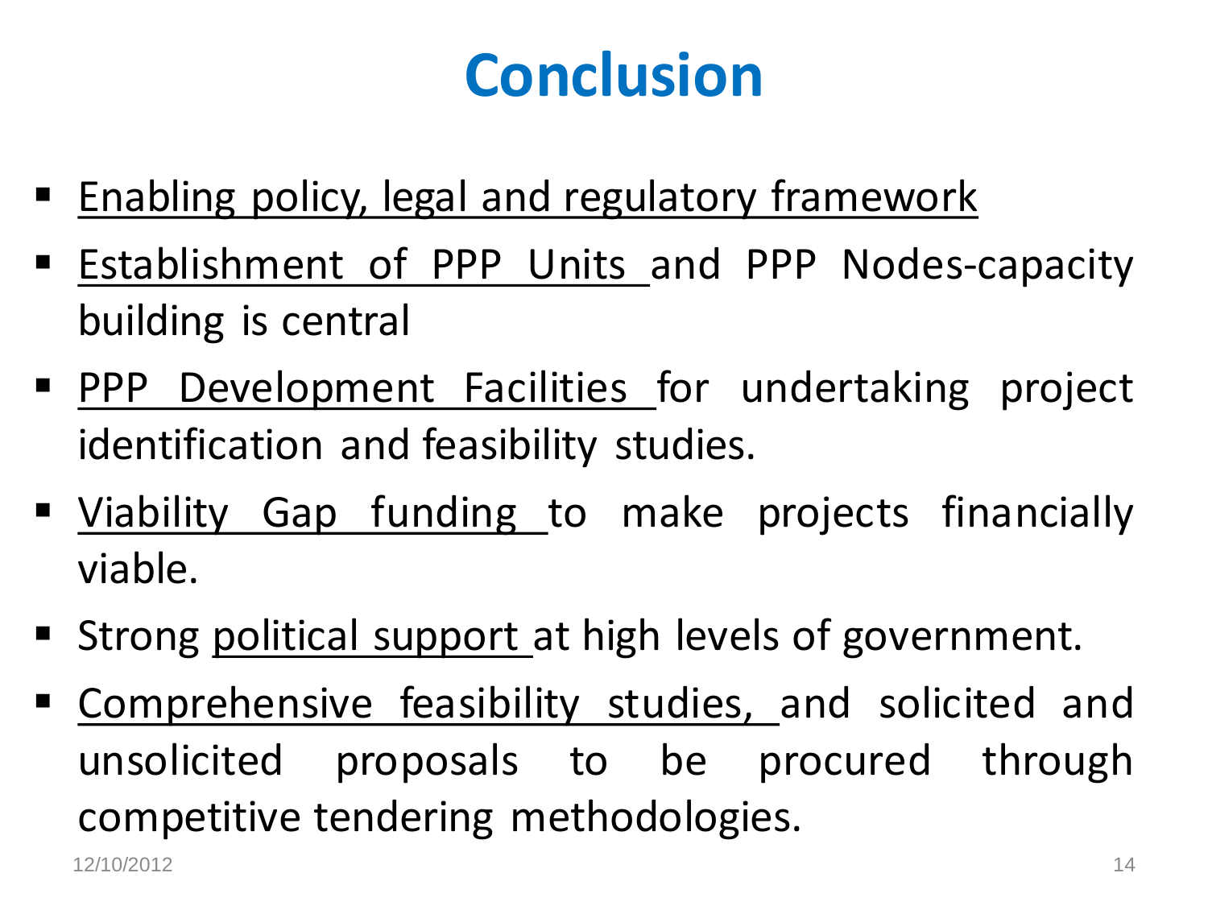# Conclusion

- Enabling policy, legal and regulatory framework
- Establishment of PPP Units and PPP Nodes-capacity building is central
- PPP Development Facilities for undertaking project identification and feasibility studies.
- Viability Gap funding to make projects financially viable.
- Strong political support at high levels of government.
- Comprehensive feasibility studies, and solicited and unsolicited proposals to be procured through competitive tendering methodologies.

12/10/2012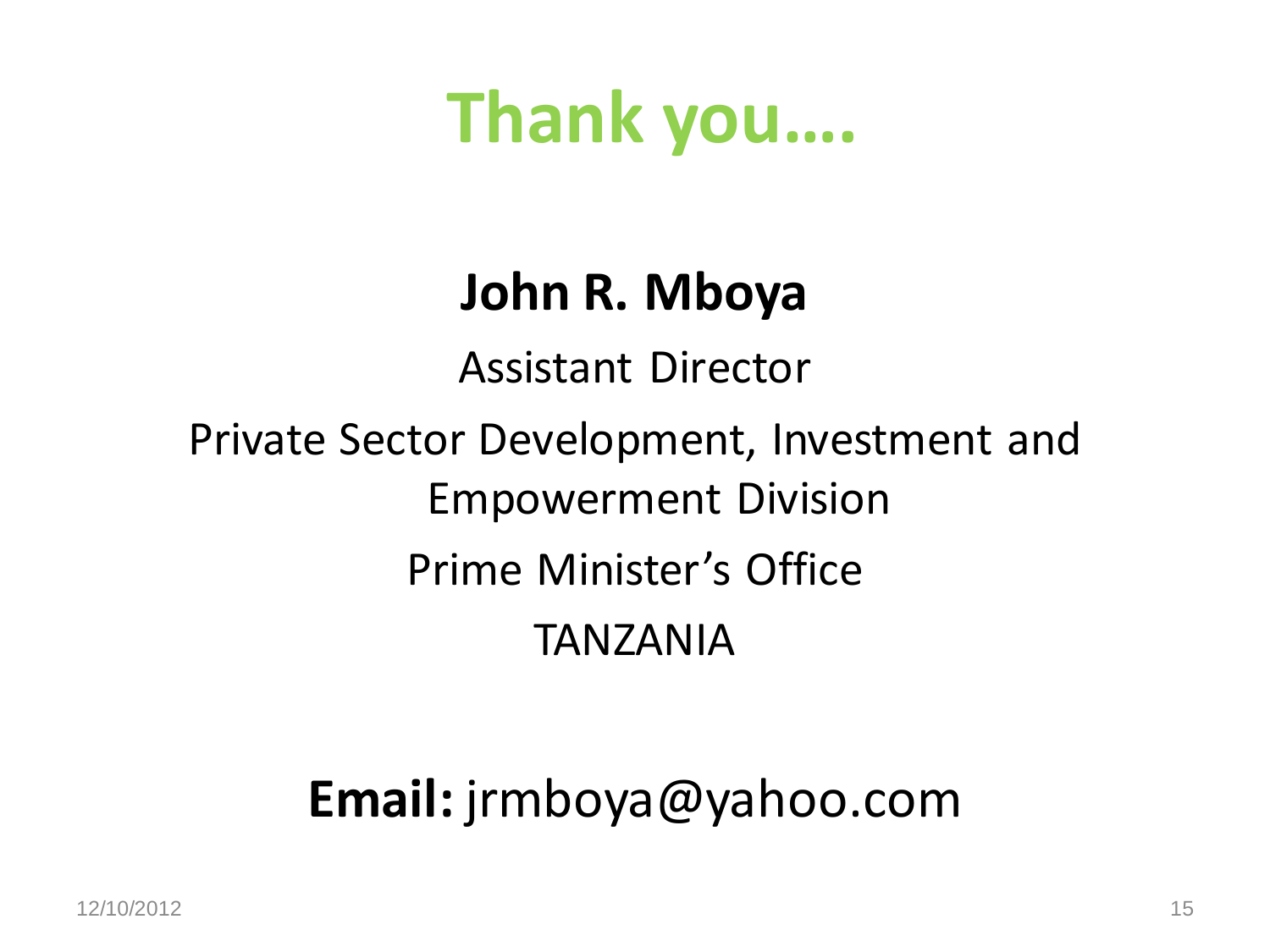# Thank you….

**John R. Mboya**

Assistant Director

Private Sector Development, Investment and Empowerment Division

Prime Minister's Office

TANZANIA

**Email:** jrmboya@yahoo.com